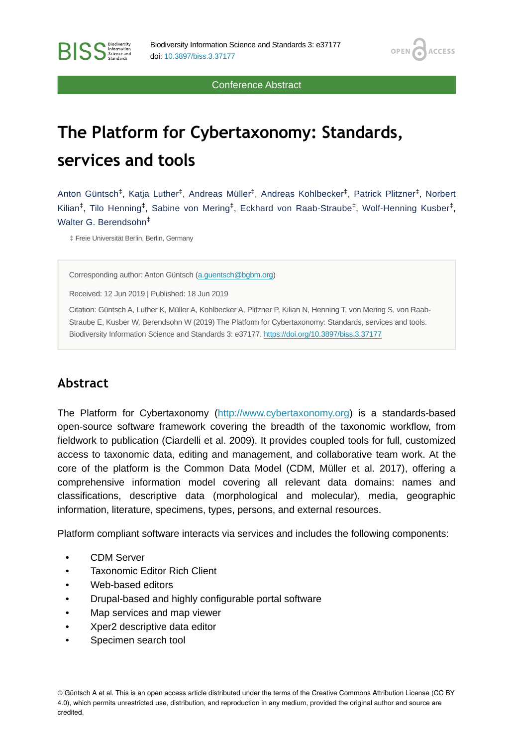Conference Abstract

# The Platform for Cybertaxonomy: Standards, services and tools

Anton Güntsch[‡], Katja Luther[‡], Andreas Müller[‡], Andreas Kohlbecker[‡], Patrick Plitzner[‡], Norbert Kilian[‡], Tilo Henning[‡], Sabine von Mering[‡], Eckhard von Raab-Straube[‡], Wolf-Henning Kusber[‡], Walter G. Berendsohn[‡]

‡ Freie Universität Berlin, Berlin, Germany

Corresponding author: Anton Güntsch (a.guentsch@bgbm.org)

Received: 12 Jun 2019 | Published: 18 Jun 2019

Citation: Güntsch A, Luther K, Müller A, Kohlbecker A, Plitzner P, Kilian N, Henning T, von Mering S, von Raab-Straube E, Kusber W, Berendsohn W (2019) The Platform for Cybertaxonomy: Standards, services and tools. Biodiversity Information Science and Standards 3: e37177. https://doi.org/10.3897/biss.3.37177

## Abstract

The Platform for Cybertaxonomy (http://www.cybertaxonomy.org) is a standards-based open-source software framework covering the breadth of the taxonomic workflow, from fieldwork to publication (Ciardelli et al. 2009). It provides coupled tools for full, customized access to taxonomic data, editing and management, and collaborative team work. At the core of the platform is the Common Data Model (CDM, Müller et al. 2017), offering a comprehensive information model covering all relevant data domains: names and classifications, descriptive data (morphological and molecular), media, geographic information, literature, specimens, types, persons, and external resources.

Platform compliant software interacts via services and includes the following components:

- CDM Server
- Taxonomic Editor Rich Client
- Web-based editors
- Drupal-based and highly configurable portal software
- Map services and map viewer
- Xper2 descriptive data editor
- Specimen search tool

© Güntsch A et al. This is an open access article distributed under the terms of the Creative Commons Attribution License (CC BY 4.0), which permits unrestricted use, distribution, and reproduction in any medium, provided the original author and source are credited.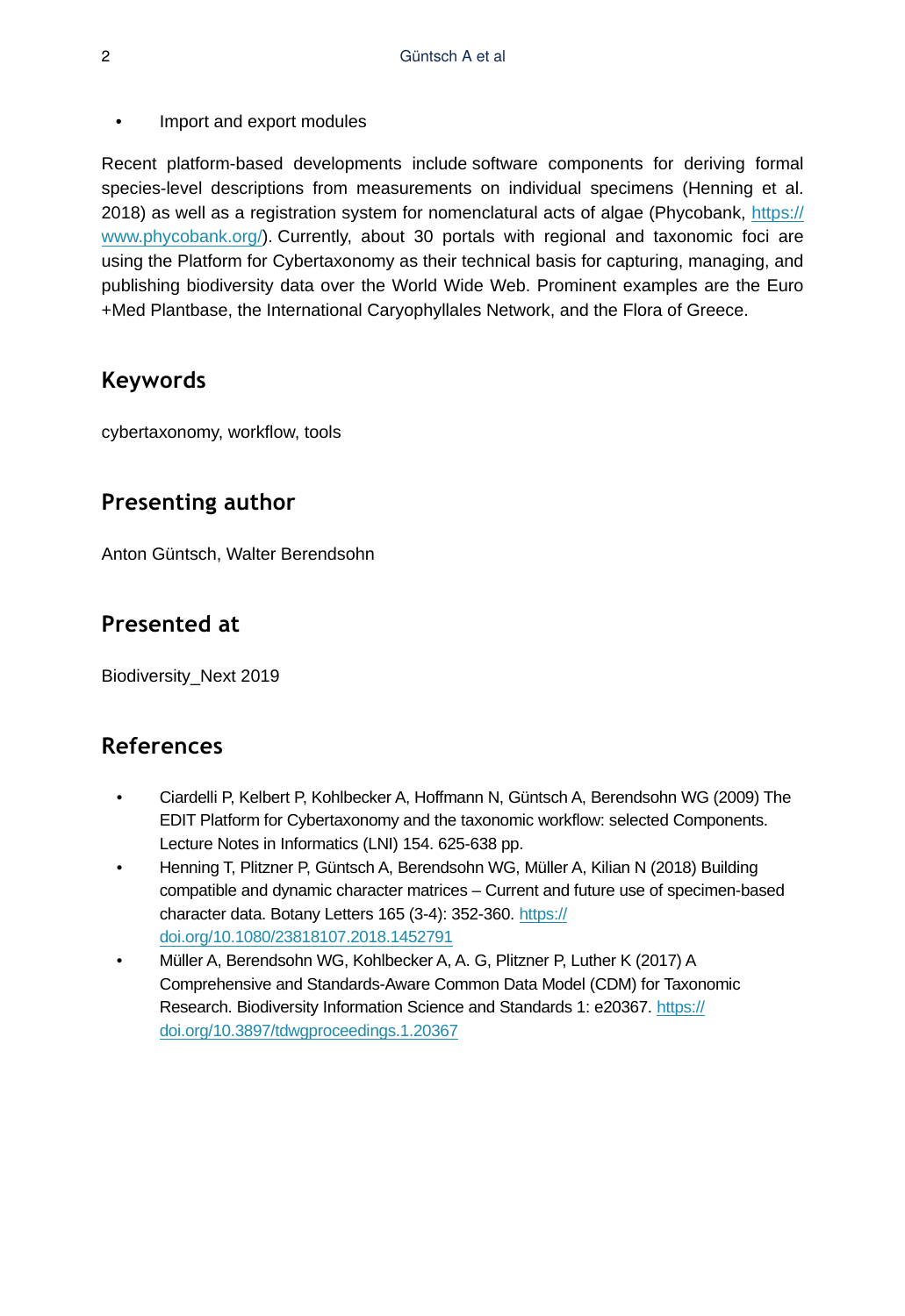- Import and export modules

Recent platform-based developments include software components for deriving formal species-level descriptions from measurements on individual specimens (Henning et al. 2018) as well as a registration system for nomenclatural acts of algae (Phycobank, https://www.phycobank.org/). Currently, about 30 portals with regional and taxonomic foci are using the Platform for Cybertaxonomy as their technical basis for capturing, managing, and publishing biodiversity data over the World Wide Web. Prominent examples are the Euro+Med Plantbase, the International Caryophyllales Network, and the Flora of Greece.

## Keywords

cybertaxonomy, workflow, tools

## Presenting author

Anton Güntsch, Walter Berendsohn

## Presented at

Biodiversity_Next 2019

## References

- Ciardelli P, Kelbert P, Kohlbecker A, Hoffmann N, Güntsch A, Berendsohn WG (2009) The EDIT Platform for Cybertaxonomy and the taxonomic workflow: selected Components. Lecture Notes in Informatics (LNI) 154. 625-638 pp.
- Henning T, Plitzner P, Güntsch A, Berendsohn WG, Müller A, Kilian N (2018) Building compatible and dynamic character matrices – Current and future use of specimen-based character data. Botany Letters 165 (3-4): 352-360. https://doi.org/10.1080/23818107.2018.1452791
- Müller A, Berendsohn WG, Kohlbecker A, A. G, Plitzner P, Luther K (2017) A Comprehensive and Standards-Aware Common Data Model (CDM) for Taxonomic Research. Biodiversity Information Science and Standards 1: e20367. https://doi.org/10.3897/tdwgproceedings.1.20367